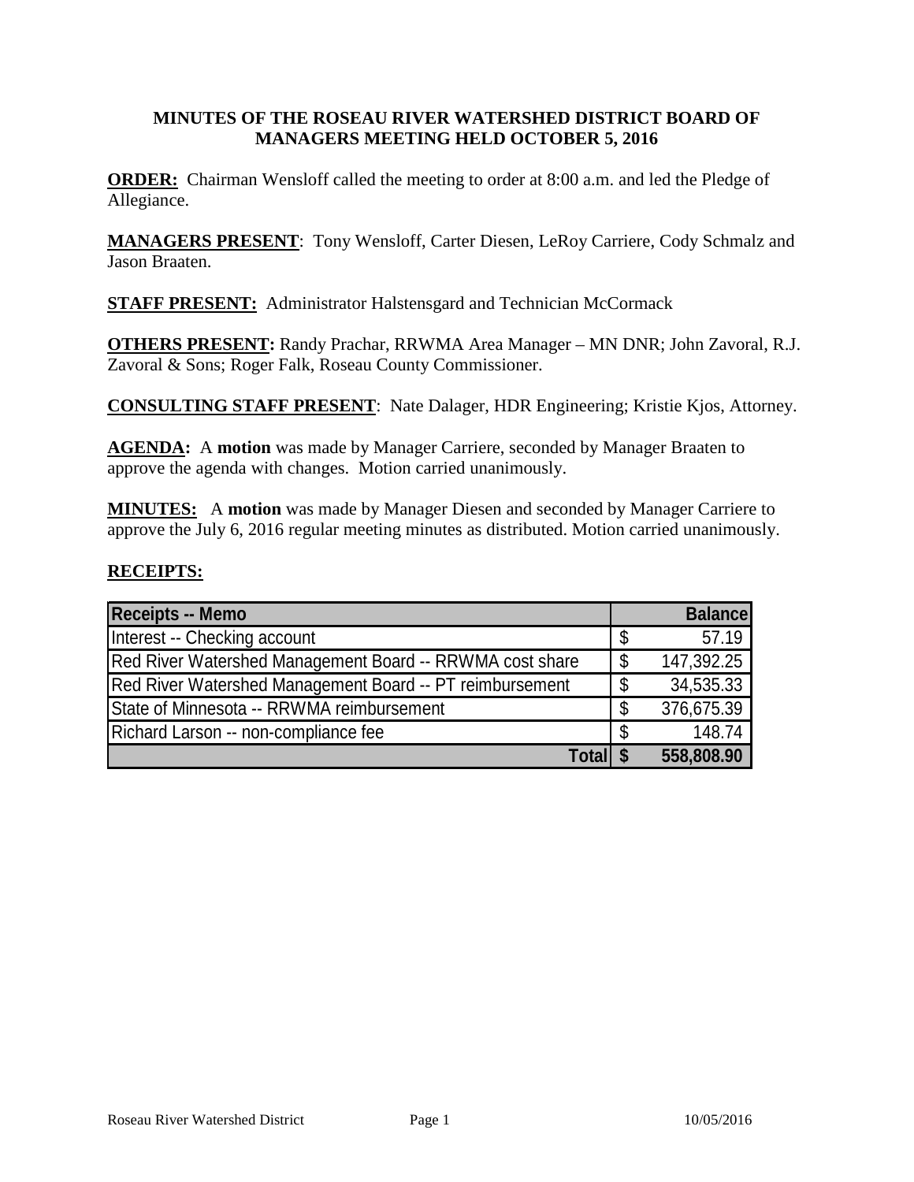# MINUTES OF THE ROSEAU RIVER WATERSHED DISTRICT BOARD OF MANAGERS MEETING HELD OCTOBER 5, 2016

**ORDER:** Chairman Wensloff called the meeting to order at 8:00 a.m. and led the Pledge of Allegiance.

**MANAGERS PRESENT**: Tony Wensloff, Carter Diesen, LeRoy Carriere, Cody Schmalz and Jason Braaten.

**STAFF PRESENT:** Administrator Halstensgard and Technician McCormack

**OTHERS PRESENT:** Randy Prachar, RRWMA Area Manager – MN DNR; John Zavoral, R.J. Zavoral & Sons; Roger Falk, Roseau County Commissioner.

**CONSULTING STAFF PRESENT**: Nate Dalager, HDR Engineering; Kristie Kjos, Attorney.

**AGENDA:** A **motion** was made by Manager Carriere, seconded by Manager Braaten to approve the agenda with changes. Motion carried unanimously.

**MINUTES:** A **motion** was made by Manager Diesen and seconded by Manager Carriere to approve the July 6, 2016 regular meeting minutes as distributed. Motion carried unanimously.

**RECEIPTS:**

| Receipts -- Memo | | Balance |
|---|---|---|
| Interest -- Checking account | $ | 57.19 |
| Red River Watershed Management Board -- RRWMA cost share | $ | 147,392.25 |
| Red River Watershed Management Board -- PT reimbursement | $ | 34,535.33 |
| State of Minnesota -- RRWMA reimbursement | $ | 376,675.39 |
| Richard Larson -- non-compliance fee | $ | 148.74 |
| **Total** | **$** | **558,808.90** |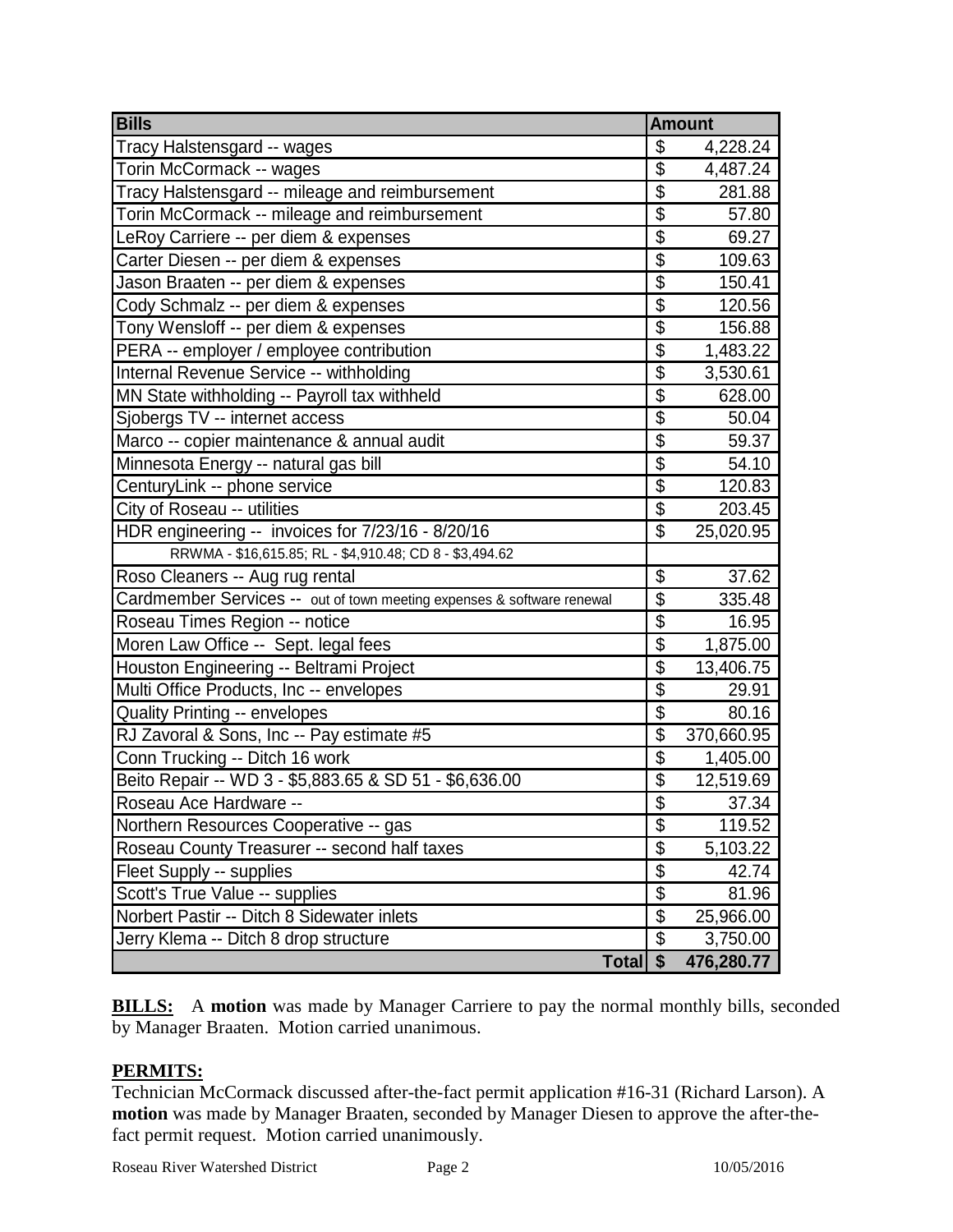| Bills | Amount |
|---|---|
| Tracy Halstensgard -- wages | $ 4,228.24 |
| Torin McCormack -- wages | $ 4,487.24 |
| Tracy Halstensgard -- mileage and reimbursement | $ 281.88 |
| Torin McCormack -- mileage and reimbursement | $ 57.80 |
| LeRoy Carriere -- per diem & expenses | $ 69.27 |
| Carter Diesen -- per diem & expenses | $ 109.63 |
| Jason Braaten -- per diem & expenses | $ 150.41 |
| Cody Schmalz -- per diem & expenses | $ 120.56 |
| Tony Wensloff -- per diem & expenses | $ 156.88 |
| PERA -- employer / employee contribution | $ 1,483.22 |
| Internal Revenue Service -- withholding | $ 3,530.61 |
| MN State withholding -- Payroll tax withheld | $ 628.00 |
| Sjobergs TV -- internet access | $ 50.04 |
| Marco -- copier maintenance & annual audit | $ 59.37 |
| Minnesota Energy -- natural gas bill | $ 54.10 |
| CenturyLink -- phone service | $ 120.83 |
| City of Roseau -- utilities | $ 203.45 |
| HDR engineering -- invoices for 7/23/16 - 8/20/16 | $ 25,020.95 |
| RRWMA - $16,615.85; RL - $4,910.48; CD 8 - $3,494.62 | |
| Roso Cleaners -- Aug rug rental | $ 37.62 |
| Cardmember Services -- out of town meeting expenses & software renewal | $ 335.48 |
| Roseau Times Region -- notice | $ 16.95 |
| Moren Law Office -- Sept. legal fees | $ 1,875.00 |
| Houston Engineering -- Beltrami Project | $ 13,406.75 |
| Multi Office Products, Inc -- envelopes | $ 29.91 |
| Quality Printing -- envelopes | $ 80.16 |
| RJ Zavoral & Sons, Inc -- Pay estimate #5 | $ 370,660.95 |
| Conn Trucking -- Ditch 16 work | $ 1,405.00 |
| Beito Repair -- WD 3 - $5,883.65 & SD 51 - $6,636.00 | $ 12,519.69 |
| Roseau Ace Hardware -- | $ 37.34 |
| Northern Resources Cooperative -- gas | $ 119.52 |
| Roseau County Treasurer -- second half taxes | $ 5,103.22 |
| Fleet Supply -- supplies | $ 42.74 |
| Scott's True Value -- supplies | $ 81.96 |
| Norbert Pastir -- Ditch 8 Sidewater inlets | $ 25,966.00 |
| Jerry Klema -- Ditch 8 drop structure | $ 3,750.00 |
| **Total** | **$ 476,280.77** |

**BILLS:** A **motion** was made by Manager Carriere to pay the normal monthly bills, seconded by Manager Braaten. Motion carried unanimous.

**PERMITS:**

Technician McCormack discussed after-the-fact permit application #16-31 (Richard Larson). A **motion** was made by Manager Braaten, seconded by Manager Diesen to approve the after-the-fact permit request. Motion carried unanimously.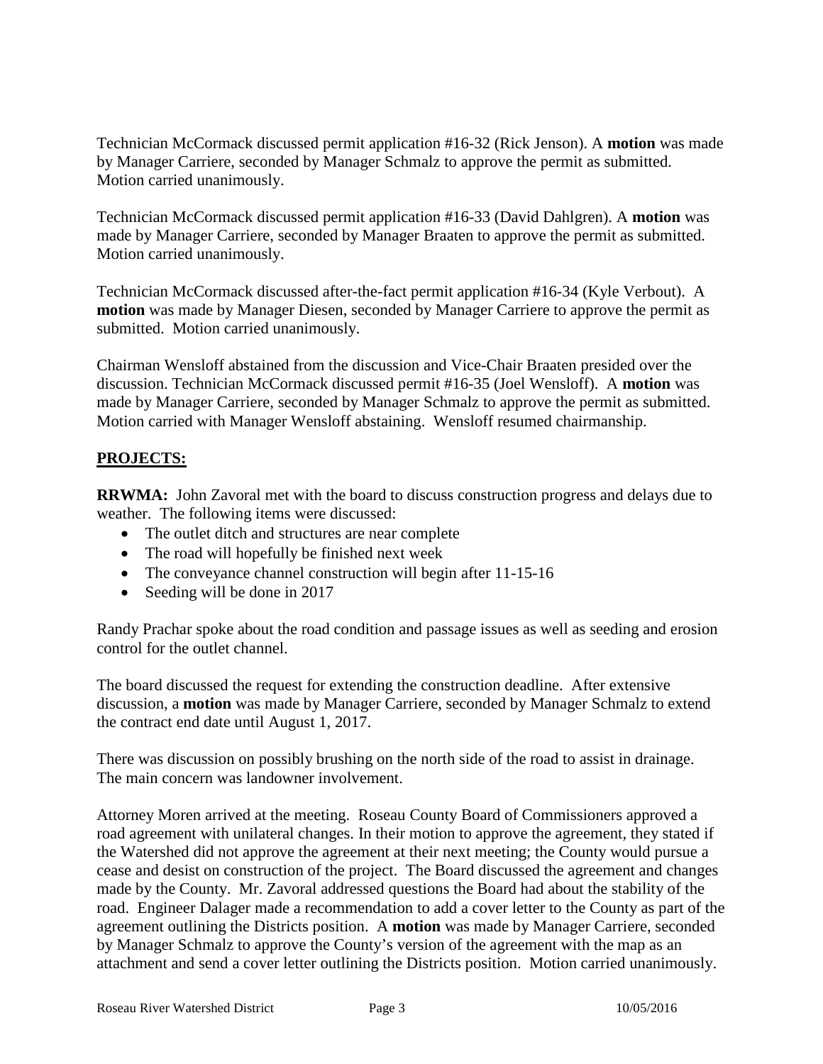Technician McCormack discussed permit application #16-32 (Rick Jenson). A **motion** was made by Manager Carriere, seconded by Manager Schmalz to approve the permit as submitted. Motion carried unanimously.

Technician McCormack discussed permit application #16-33 (David Dahlgren). A **motion** was made by Manager Carriere, seconded by Manager Braaten to approve the permit as submitted. Motion carried unanimously.

Technician McCormack discussed after-the-fact permit application #16-34 (Kyle Verbout). A **motion** was made by Manager Diesen, seconded by Manager Carriere to approve the permit as submitted. Motion carried unanimously.

Chairman Wensloff abstained from the discussion and Vice-Chair Braaten presided over the discussion. Technician McCormack discussed permit #16-35 (Joel Wensloff). A **motion** was made by Manager Carriere, seconded by Manager Schmalz to approve the permit as submitted. Motion carried with Manager Wensloff abstaining. Wensloff resumed chairmanship.

## PROJECTS:

**RRWMA:** John Zavoral met with the board to discuss construction progress and delays due to weather. The following items were discussed:

- The outlet ditch and structures are near complete
- The road will hopefully be finished next week
- The conveyance channel construction will begin after 11-15-16
- Seeding will be done in 2017

Randy Prachar spoke about the road condition and passage issues as well as seeding and erosion control for the outlet channel.

The board discussed the request for extending the construction deadline. After extensive discussion, a **motion** was made by Manager Carriere, seconded by Manager Schmalz to extend the contract end date until August 1, 2017.

There was discussion on possibly brushing on the north side of the road to assist in drainage. The main concern was landowner involvement.

Attorney Moren arrived at the meeting. Roseau County Board of Commissioners approved a road agreement with unilateral changes. In their motion to approve the agreement, they stated if the Watershed did not approve the agreement at their next meeting; the County would pursue a cease and desist on construction of the project. The Board discussed the agreement and changes made by the County. Mr. Zavoral addressed questions the Board had about the stability of the road. Engineer Dalager made a recommendation to add a cover letter to the County as part of the agreement outlining the Districts position. A **motion** was made by Manager Carriere, seconded by Manager Schmalz to approve the County's version of the agreement with the map as an attachment and send a cover letter outlining the Districts position. Motion carried unanimously.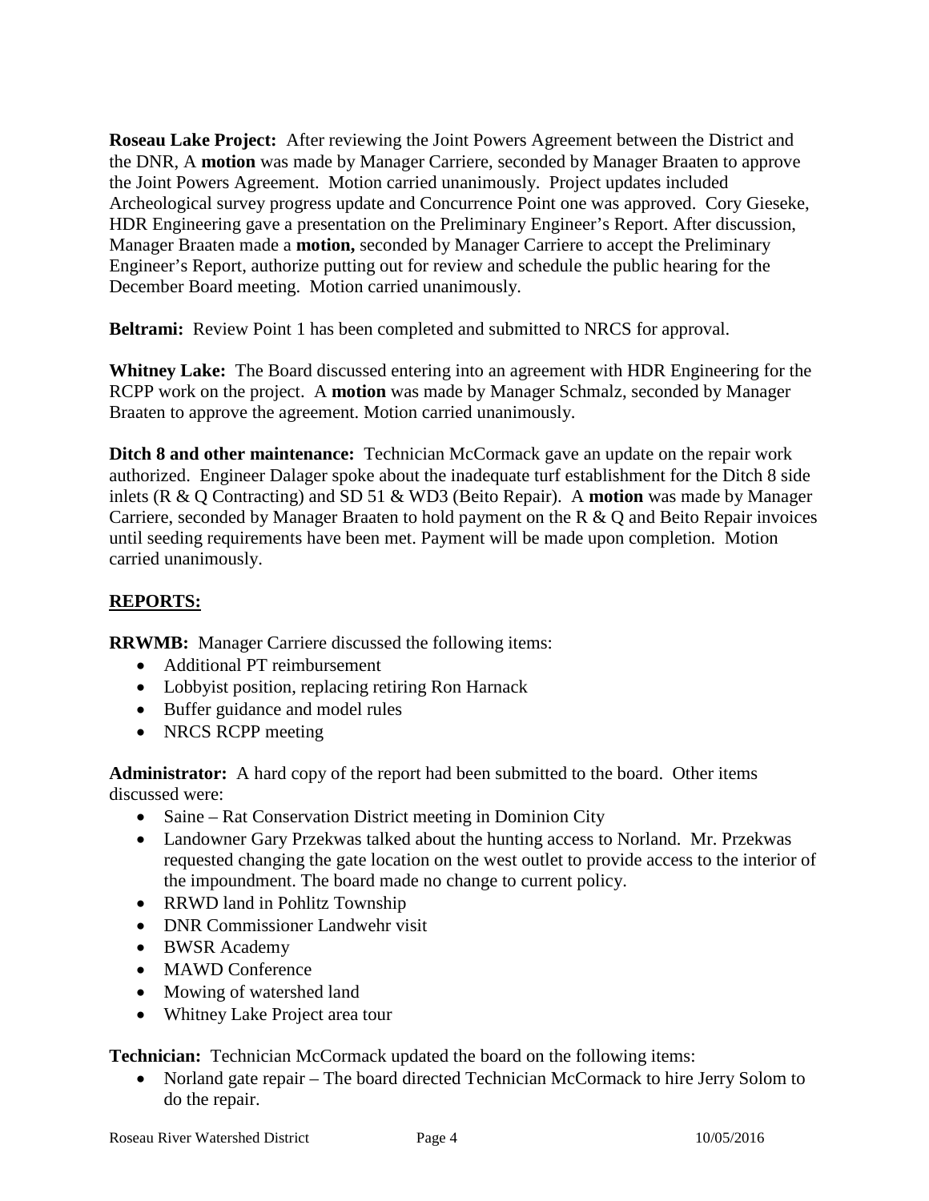**Roseau Lake Project:** After reviewing the Joint Powers Agreement between the District and the DNR, A **motion** was made by Manager Carriere, seconded by Manager Braaten to approve the Joint Powers Agreement. Motion carried unanimously. Project updates included Archeological survey progress update and Concurrence Point one was approved. Cory Gieseke, HDR Engineering gave a presentation on the Preliminary Engineer's Report. After discussion, Manager Braaten made a **motion,** seconded by Manager Carriere to accept the Preliminary Engineer's Report, authorize putting out for review and schedule the public hearing for the December Board meeting. Motion carried unanimously.

**Beltrami:** Review Point 1 has been completed and submitted to NRCS for approval.

**Whitney Lake:** The Board discussed entering into an agreement with HDR Engineering for the RCPP work on the project. A **motion** was made by Manager Schmalz, seconded by Manager Braaten to approve the agreement. Motion carried unanimously.

**Ditch 8 and other maintenance:** Technician McCormack gave an update on the repair work authorized. Engineer Dalager spoke about the inadequate turf establishment for the Ditch 8 side inlets (R & Q Contracting) and SD 51 & WD3 (Beito Repair). A **motion** was made by Manager Carriere, seconded by Manager Braaten to hold payment on the R & Q and Beito Repair invoices until seeding requirements have been met. Payment will be made upon completion. Motion carried unanimously.

## **REPORTS:**

**RRWMB:** Manager Carriere discussed the following items:

- Additional PT reimbursement
- Lobbyist position, replacing retiring Ron Harnack
- Buffer guidance and model rules
- NRCS RCPP meeting

**Administrator:** A hard copy of the report had been submitted to the board. Other items discussed were:

- Saine – Rat Conservation District meeting in Dominion City
- Landowner Gary Przekwas talked about the hunting access to Norland. Mr. Przekwas requested changing the gate location on the west outlet to provide access to the interior of the impoundment. The board made no change to current policy.
- RRWD land in Pohlitz Township
- DNR Commissioner Landwehr visit
- BWSR Academy
- MAWD Conference
- Mowing of watershed land
- Whitney Lake Project area tour

**Technician:** Technician McCormack updated the board on the following items:

- Norland gate repair – The board directed Technician McCormack to hire Jerry Solom to do the repair.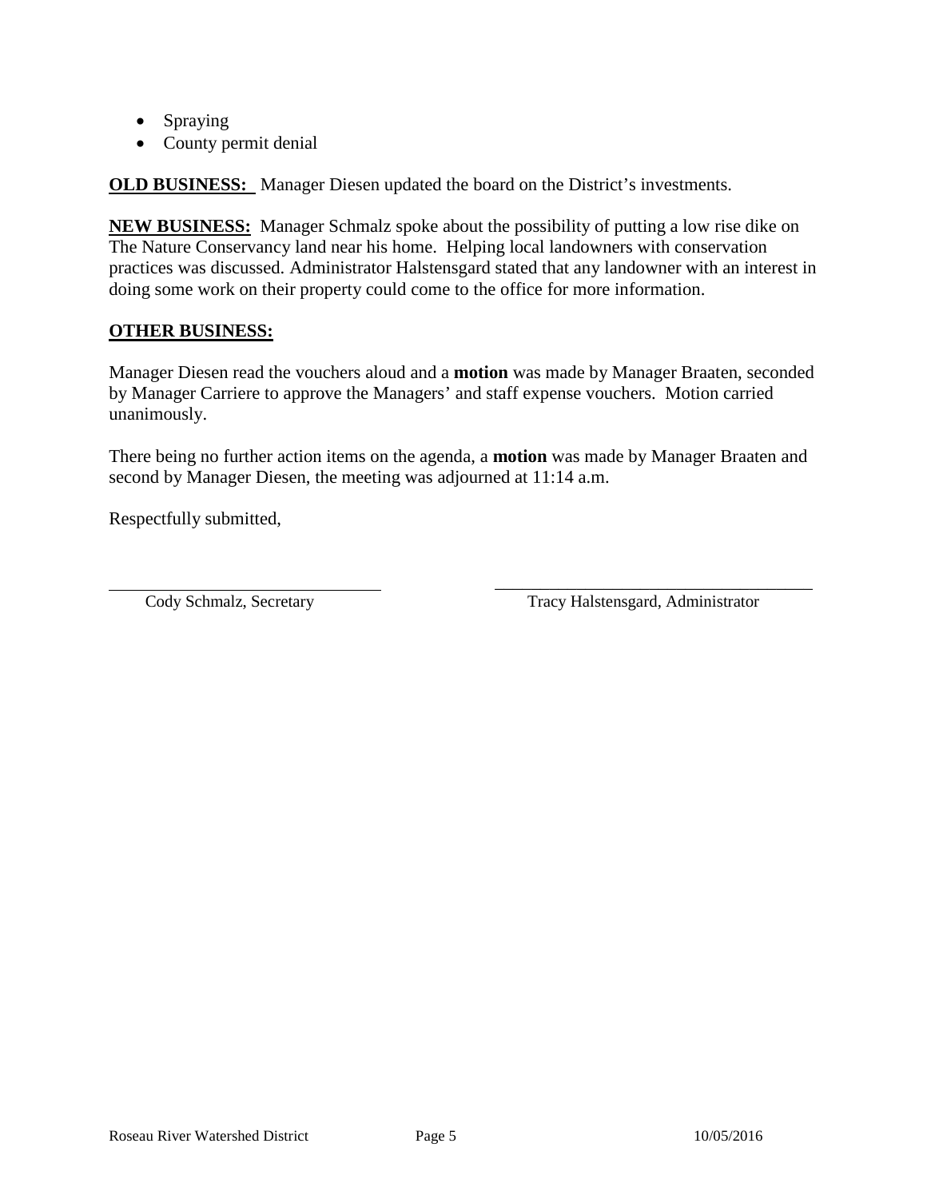- Spraying
- County permit denial

**OLD BUSINESS:** Manager Diesen updated the board on the District's investments.

**NEW BUSINESS:** Manager Schmalz spoke about the possibility of putting a low rise dike on The Nature Conservancy land near his home. Helping local landowners with conservation practices was discussed. Administrator Halstensgard stated that any landowner with an interest in doing some work on their property could come to the office for more information.

**OTHER BUSINESS:**

Manager Diesen read the vouchers aloud and a **motion** was made by Manager Braaten, seconded by Manager Carriere to approve the Managers' and staff expense vouchers. Motion carried unanimously.

There being no further action items on the agenda, a **motion** was made by Manager Braaten and second by Manager Diesen, the meeting was adjourned at 11:14 a.m.

Respectfully submitted,

\_\_\_\_\_\_\_\_\_\_\_\_\_\_\_\_\_\_\_\_\_\_\_\_\_\_\_\_\_\_\_\_
Cody Schmalz, Secretary

\_\_\_\_\_\_\_\_\_\_\_\_\_\_\_\_\_\_\_\_\_\_\_\_\_\_\_\_\_\_\_\_\_\_\_\_\_\_
Tracy Halstensgard, Administrator